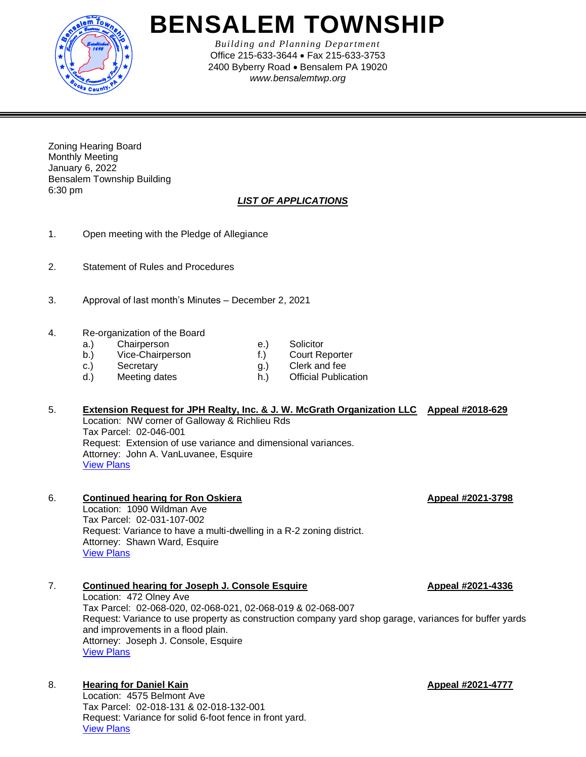# BENSALEM TOWNSHIP

*Building and Planning Department*
Office 215-633-3644 • Fax 215-633-3753
2400 Byberry Road • Bensalem PA 19020
*www.bensalemtwp.org*

---

Zoning Hearing Board
Monthly Meeting
January 6, 2022
Bensalem Township Building
6:30 pm

***LIST OF APPLICATIONS***

1. Open meeting with the Pledge of Allegiance

2. Statement of Rules and Procedures

3. Approval of last month's Minutes – December 2, 2021

4. Re-organization of the Board
   - a.) Chairperson
   - b.) Vice-Chairperson
   - c.) Secretary
   - d.) Meeting dates
   - e.) Solicitor
   - f.) Court Reporter
   - g.) Clerk and fee
   - h.) Official Publication

5. **Extension Request for JPH Realty, Inc. & J. W. McGrath Organization LLC** **Appeal #2018-629**
   Location: NW corner of Galloway & Richlieu Rds
   Tax Parcel: 02-046-001
   Request: Extension of use variance and dimensional variances.
   Attorney: John A. VanLuvanee, Esquire
   View Plans

6. **Continued hearing for Ron Oskiera** **Appeal #2021-3798**
   Location: 1090 Wildman Ave
   Tax Parcel: 02-031-107-002
   Request: Variance to have a multi-dwelling in a R-2 zoning district.
   Attorney: Shawn Ward, Esquire
   View Plans

7. **Continued hearing for Joseph J. Console Esquire** **Appeal #2021-4336**
   Location: 472 Olney Ave
   Tax Parcel: 02-068-020, 02-068-021, 02-068-019 & 02-068-007
   Request: Variance to use property as construction company yard shop garage, variances for buffer yards and improvements in a flood plain.
   Attorney: Joseph J. Console, Esquire
   View Plans

8. **Hearing for Daniel Kain** **Appeal #2021-4777**
   Location: 4575 Belmont Ave
   Tax Parcel: 02-018-131 & 02-018-132-001
   Request: Variance for solid 6-foot fence in front yard.
   View Plans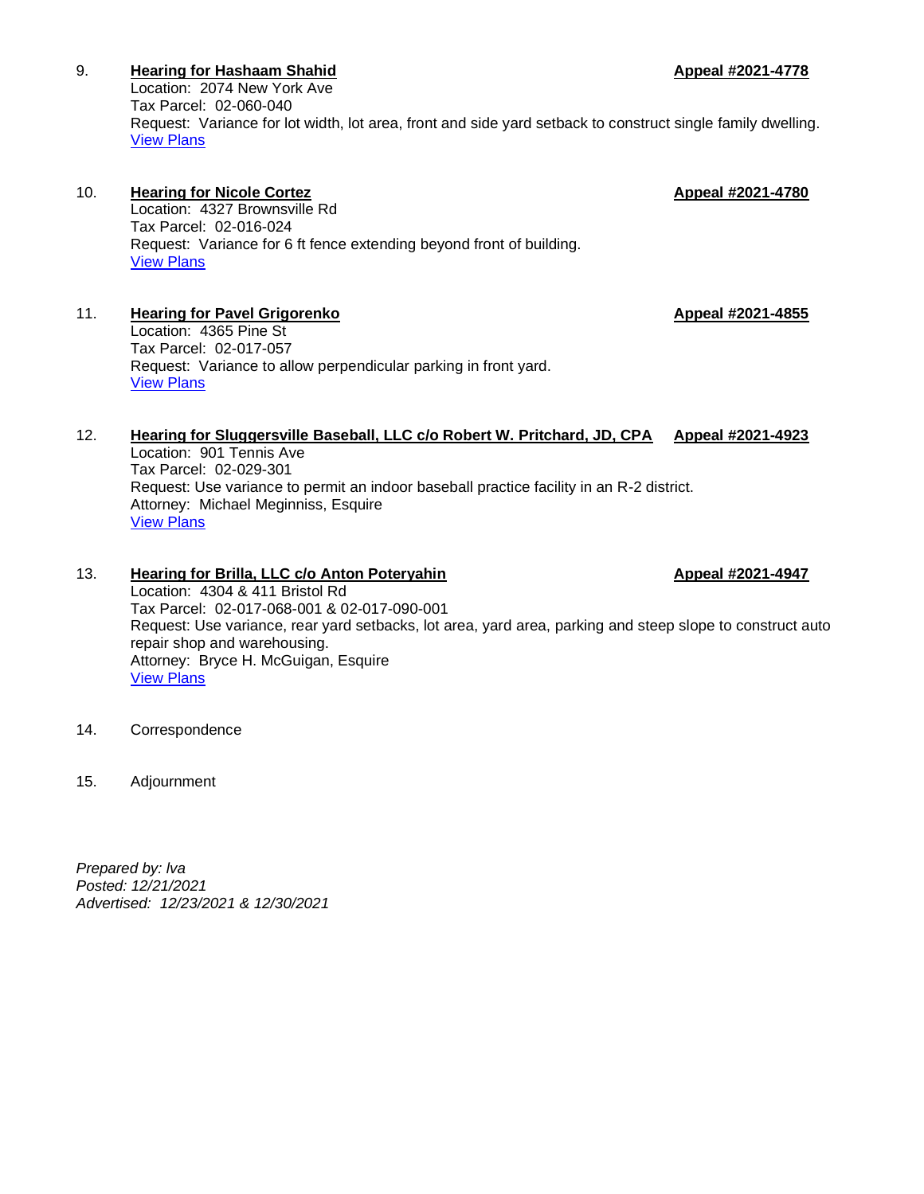9. **Hearing for Hashaam Shahid** **Appeal #2021-4778**
   Location: 2074 New York Ave
   Tax Parcel: 02-060-040
   Request: Variance for lot width, lot area, front and side yard setback to construct single family dwelling.
   View Plans

10. **Hearing for Nicole Cortez** **Appeal #2021-4780**
    Location: 4327 Brownsville Rd
    Tax Parcel: 02-016-024
    Request: Variance for 6 ft fence extending beyond front of building.
    View Plans

11. **Hearing for Pavel Grigorenko** **Appeal #2021-4855**
    Location: 4365 Pine St
    Tax Parcel: 02-017-057
    Request: Variance to allow perpendicular parking in front yard.
    View Plans

12. **Hearing for Sluggersville Baseball, LLC c/o Robert W. Pritchard, JD, CPA** **Appeal #2021-4923**
    Location: 901 Tennis Ave
    Tax Parcel: 02-029-301
    Request: Use variance to permit an indoor baseball practice facility in an R-2 district.
    Attorney: Michael Meginniss, Esquire
    View Plans

13. **Hearing for Brilla, LLC c/o Anton Poteryahin** **Appeal #2021-4947**
    Location: 4304 & 411 Bristol Rd
    Tax Parcel: 02-017-068-001 & 02-017-090-001
    Request: Use variance, rear yard setbacks, lot area, yard area, parking and steep slope to construct auto repair shop and warehousing.
    Attorney: Bryce H. McGuigan, Esquire
    View Plans

14. Correspondence

15. Adjournment

*Prepared by: lva*
*Posted: 12/21/2021*
*Advertised: 12/23/2021 & 12/30/2021*